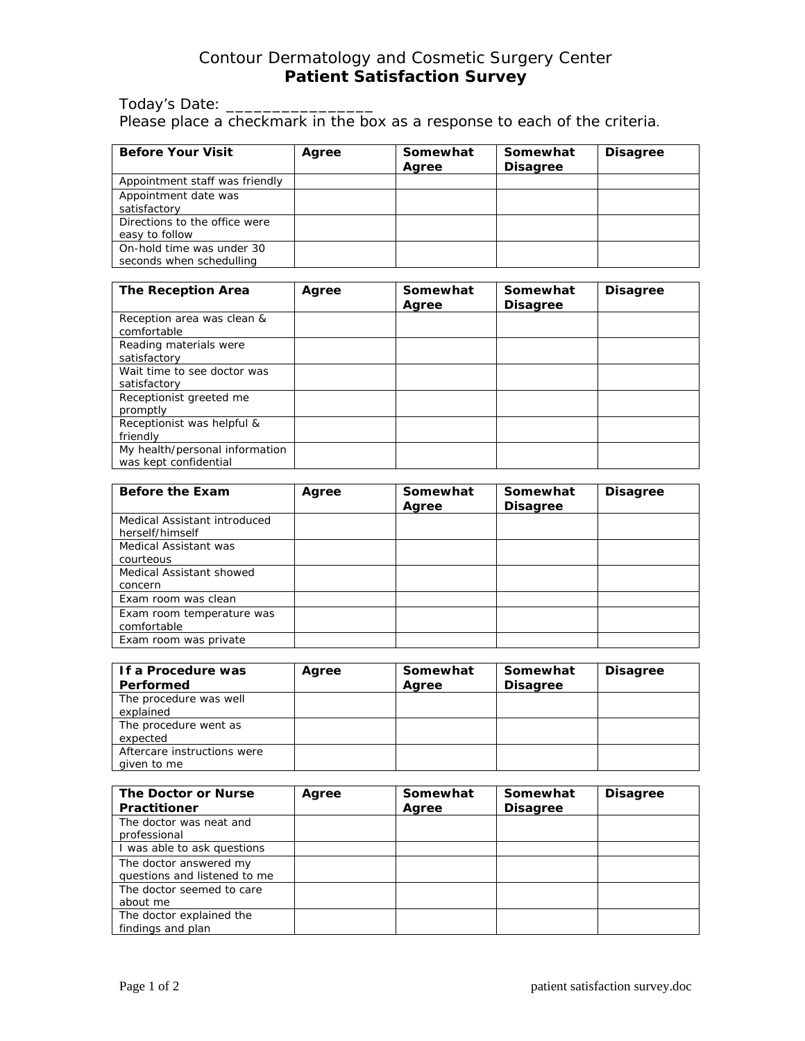Contour Dermatology and Cosmetic Surgery Center

# Patient Satisfaction Survey

Today's Date: ________________

Please place a checkmark in the box as a response to each of the criteria.

| Before Your Visit | Agree | Somewhat Agree | Somewhat Disagree | Disagree |
|---|---|---|---|---|
| Appointment staff was friendly | | | | |
| Appointment date was satisfactory | | | | |
| Directions to the office were easy to follow | | | | |
| On-hold time was under 30 seconds when schedulling | | | | |

| The Reception Area | Agree | Somewhat Agree | Somewhat Disagree | Disagree |
|---|---|---|---|---|
| Reception area was clean & comfortable | | | | |
| Reading materials were satisfactory | | | | |
| Wait time to see doctor was satisfactory | | | | |
| Receptionist greeted me promptly | | | | |
| Receptionist was helpful & friendly | | | | |
| My health/personal information was kept confidential | | | | |

| Before the Exam | Agree | Somewhat Agree | Somewhat Disagree | Disagree |
|---|---|---|---|---|
| Medical Assistant introduced herself/himself | | | | |
| Medical Assistant was courteous | | | | |
| Medical Assistant showed concern | | | | |
| Exam room was clean | | | | |
| Exam room temperature was comfortable | | | | |
| Exam room was private | | | | |

| If a Procedure was Performed | Agree | Somewhat Agree | Somewhat Disagree | Disagree |
|---|---|---|---|---|
| The procedure was well explained | | | | |
| The procedure went as expected | | | | |
| Aftercare instructions were given to me | | | | |

| The Doctor or Nurse Practitioner | Agree | Somewhat Agree | Somewhat Disagree | Disagree |
|---|---|---|---|---|
| The doctor was neat and professional | | | | |
| I was able to ask questions | | | | |
| The doctor answered my questions and listened to me | | | | |
| The doctor seemed to care about me | | | | |
| The doctor explained the findings and plan | | | | |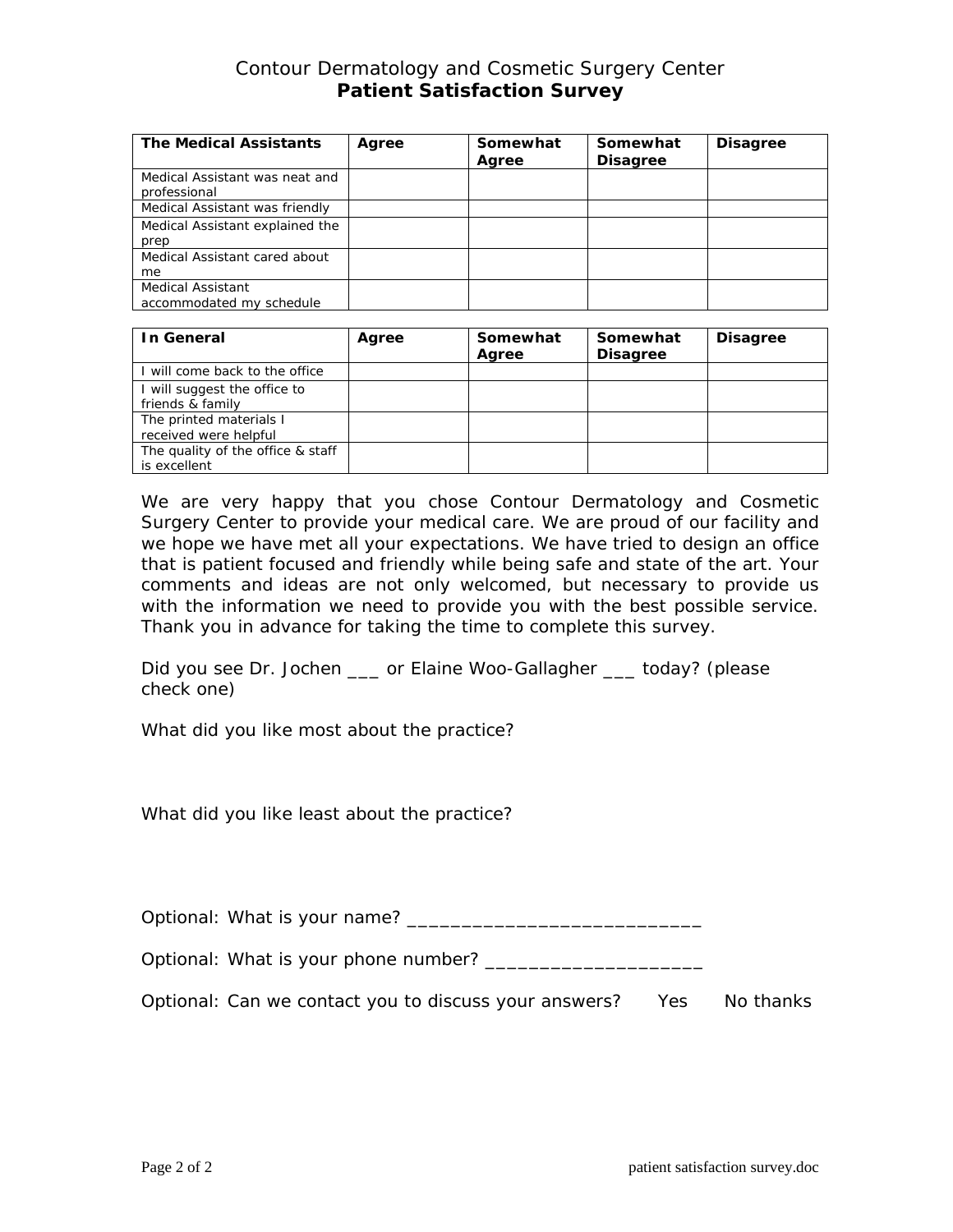Contour Dermatology and Cosmetic Surgery Center

# Patient Satisfaction Survey

| **The Medical Assistants** | **Agree** | **Somewhat Agree** | **Somewhat Disagree** | **Disagree** |
|---|---|---|---|---|
| Medical Assistant was neat and professional | | | | |
| Medical Assistant was friendly | | | | |
| Medical Assistant explained the prep | | | | |
| Medical Assistant cared about me | | | | |
| Medical Assistant accommodated my schedule | | | | |

| **In General** | **Agree** | **Somewhat Agree** | **Somewhat Disagree** | **Disagree** |
|---|---|---|---|---|
| I will come back to the office | | | | |
| I will suggest the office to friends & family | | | | |
| The printed materials I received were helpful | | | | |
| The quality of the office & staff is excellent | | | | |

We are very happy that you chose Contour Dermatology and Cosmetic Surgery Center to provide your medical care. We are proud of our facility and we hope we have met all your expectations. We have tried to design an office that is patient focused and friendly while being safe and state of the art. Your comments and ideas are not only welcomed, but necessary to provide us with the information we need to provide you with the best possible service. Thank you in advance for taking the time to complete this survey.

Did you see Dr. Jochen ___ or Elaine Woo-Gallagher ___ today? (please check one)

What did you like most about the practice?

What did you like least about the practice?

Optional: What is your name? ____________________________

Optional: What is your phone number? ____________________

Optional: Can we contact you to discuss your answers? Yes No thanks